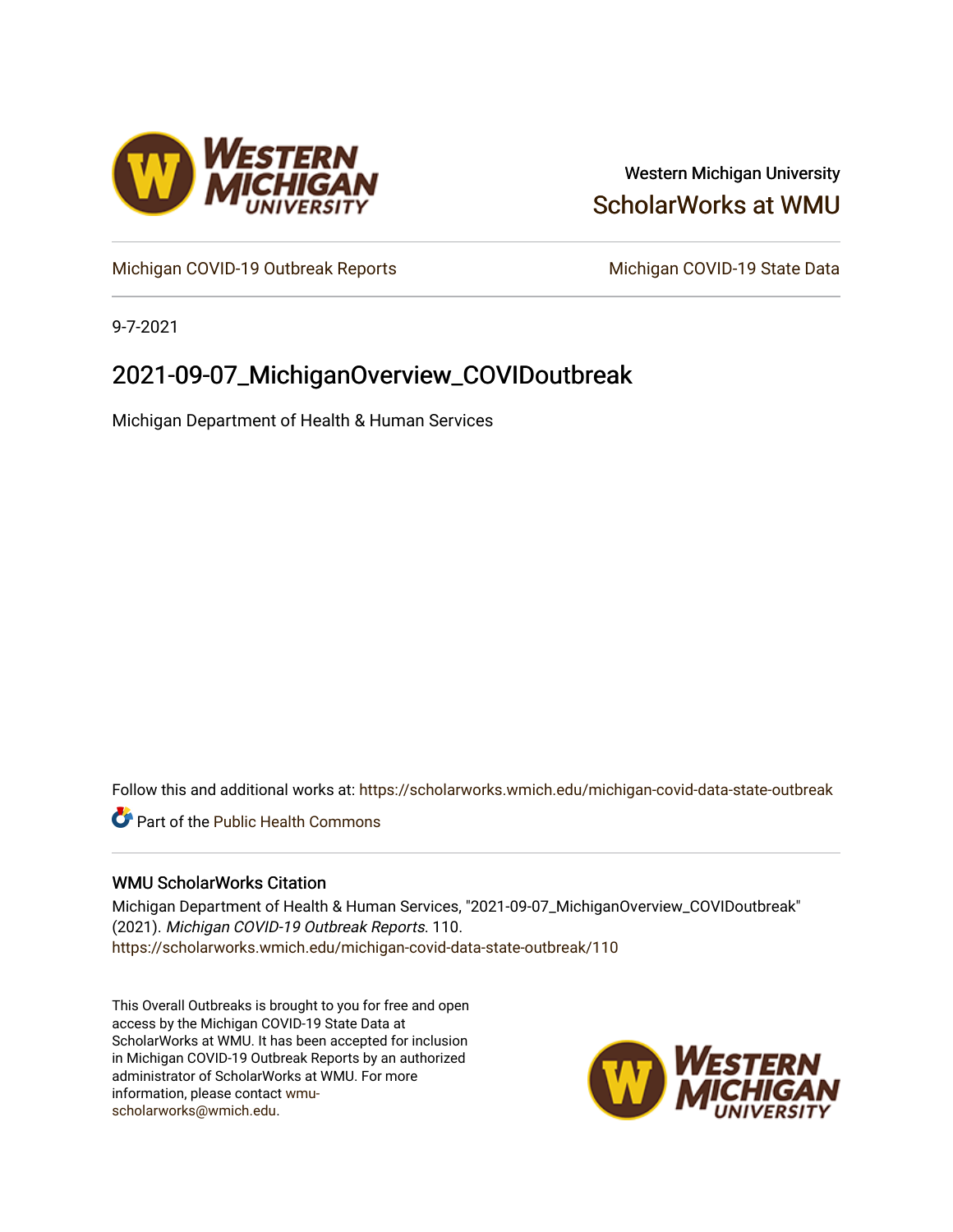Western Michigan University

ScholarWorks at WMU

Michigan COVID-19 Outbreak Reports

Michigan COVID-19 State Data

9-7-2021

# 2021-09-07_MichiganOverview_COVIDoutbreak

Michigan Department of Health & Human Services

Follow this and additional works at: https://scholarworks.wmich.edu/michigan-covid-data-state-outbreak

Part of the Public Health Commons

### WMU ScholarWorks Citation

Michigan Department of Health & Human Services, "2021-09-07_MichiganOverview_COVIDoutbreak" (2021). *Michigan COVID-19 Outbreak Reports*. 110.
https://scholarworks.wmich.edu/michigan-covid-data-state-outbreak/110

This Overall Outbreaks is brought to you for free and open access by the Michigan COVID-19 State Data at ScholarWorks at WMU. It has been accepted for inclusion in Michigan COVID-19 Outbreak Reports by an authorized administrator of ScholarWorks at WMU. For more information, please contact wmu-scholarworks@wmich.edu.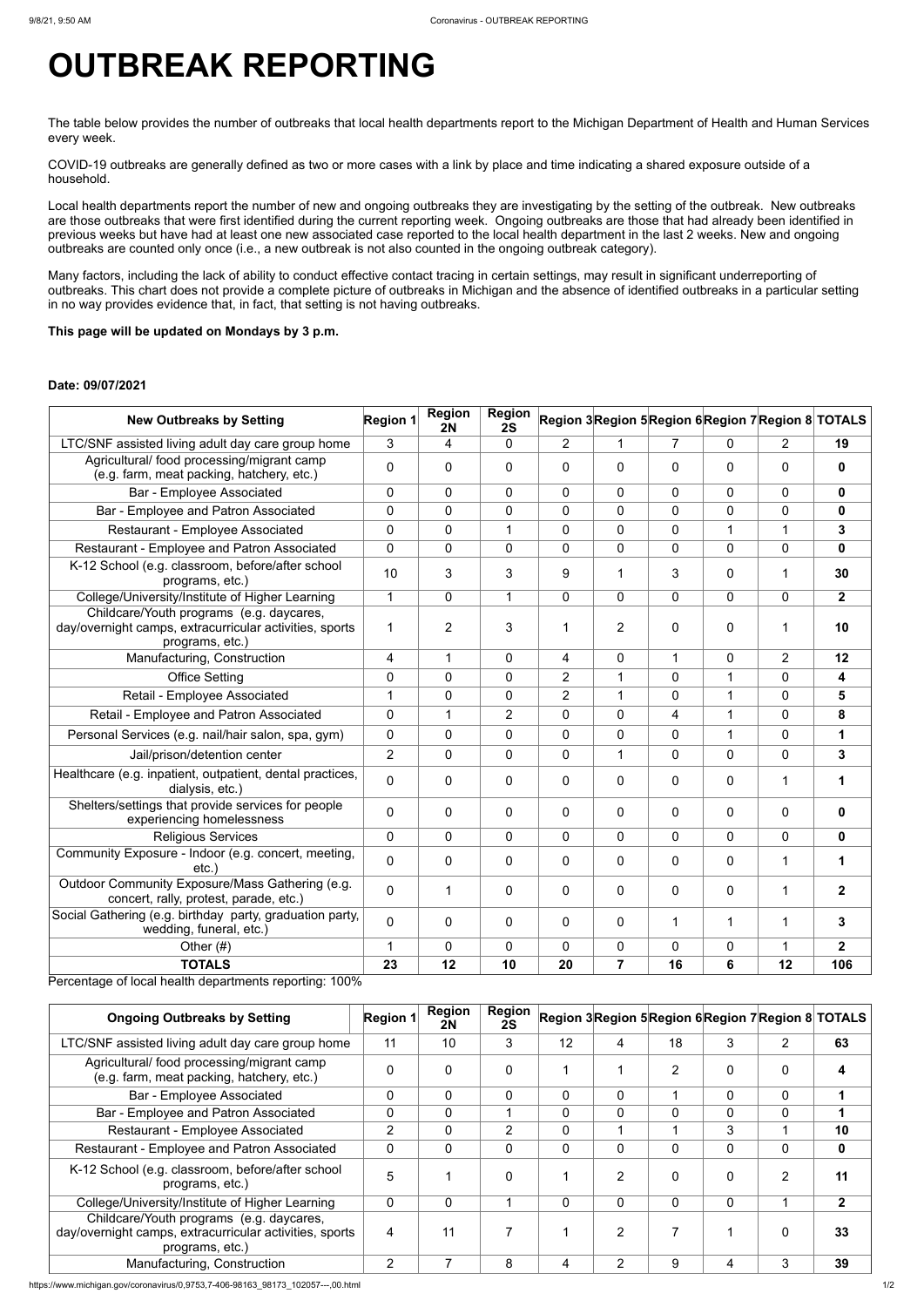# OUTBREAK REPORTING

The table below provides the number of outbreaks that local health departments report to the Michigan Department of Health and Human Services every week.

COVID-19 outbreaks are generally defined as two or more cases with a link by place and time indicating a shared exposure outside of a household.

Local health departments report the number of new and ongoing outbreaks they are investigating by the setting of the outbreak. New outbreaks are those outbreaks that were first identified during the current reporting week. Ongoing outbreaks are those that had already been identified in previous weeks but have had at least one new associated case reported to the local health department in the last 2 weeks. New and ongoing outbreaks are counted only once (i.e., a new outbreak is not also counted in the ongoing outbreak category).

Many factors, including the lack of ability to conduct effective contact tracing in certain settings, may result in significant underreporting of outbreaks. This chart does not provide a complete picture of outbreaks in Michigan and the absence of identified outbreaks in a particular setting in no way provides evidence that, in fact, that setting is not having outbreaks.

**This page will be updated on Mondays by 3 p.m.**

**Date: 09/07/2021**

| New Outbreaks by Setting | Region 1 | Region 2N | Region 2S | Region 3 | Region 5 | Region 6 | Region 7 | Region 8 | TOTALS |
|---|---|---|---|---|---|---|---|---|---|
| LTC/SNF assisted living adult day care group home | 3 | 4 | 0 | 2 | 1 | 7 | 0 | 2 | **19** |
| Agricultural/ food processing/migrant camp (e.g. farm, meat packing, hatchery, etc.) | 0 | 0 | 0 | 0 | 0 | 0 | 0 | 0 | **0** |
| Bar - Employee Associated | 0 | 0 | 0 | 0 | 0 | 0 | 0 | 0 | **0** |
| Bar - Employee and Patron Associated | 0 | 0 | 0 | 0 | 0 | 0 | 0 | 0 | **0** |
| Restaurant - Employee Associated | 0 | 0 | 1 | 0 | 0 | 0 | 1 | 1 | **3** |
| Restaurant - Employee and Patron Associated | 0 | 0 | 0 | 0 | 0 | 0 | 0 | 0 | **0** |
| K-12 School (e.g. classroom, before/after school programs, etc.) | 10 | 3 | 3 | 9 | 1 | 3 | 0 | 1 | **30** |
| College/University/Institute of Higher Learning | 1 | 0 | 1 | 0 | 0 | 0 | 0 | 0 | **2** |
| Childcare/Youth programs (e.g. daycares, day/overnight camps, extracurricular activities, sports programs, etc.) | 1 | 2 | 3 | 1 | 2 | 0 | 0 | 1 | **10** |
| Manufacturing, Construction | 4 | 1 | 0 | 4 | 0 | 1 | 0 | 2 | **12** |
| Office Setting | 0 | 0 | 0 | 2 | 1 | 0 | 1 | 0 | **4** |
| Retail - Employee Associated | 1 | 0 | 0 | 2 | 1 | 0 | 1 | 0 | **5** |
| Retail - Employee and Patron Associated | 0 | 1 | 2 | 0 | 0 | 4 | 1 | 0 | **8** |
| Personal Services (e.g. nail/hair salon, spa, gym) | 0 | 0 | 0 | 0 | 0 | 0 | 1 | 0 | **1** |
| Jail/prison/detention center | 2 | 0 | 0 | 0 | 1 | 0 | 0 | 0 | **3** |
| Healthcare (e.g. inpatient, outpatient, dental practices, dialysis, etc.) | 0 | 0 | 0 | 0 | 0 | 0 | 0 | 1 | **1** |
| Shelters/settings that provide services for people experiencing homelessness | 0 | 0 | 0 | 0 | 0 | 0 | 0 | 0 | **0** |
| Religious Services | 0 | 0 | 0 | 0 | 0 | 0 | 0 | 0 | **0** |
| Community Exposure - Indoor (e.g. concert, meeting, etc.) | 0 | 0 | 0 | 0 | 0 | 0 | 0 | 1 | **1** |
| Outdoor Community Exposure/Mass Gathering (e.g. concert, rally, protest, parade, etc.) | 0 | 1 | 0 | 0 | 0 | 0 | 0 | 1 | **2** |
| Social Gathering (e.g. birthday party, graduation party, wedding, funeral, etc.) | 0 | 0 | 0 | 0 | 0 | 1 | 1 | 1 | **3** |
| Other (#) | 1 | 0 | 0 | 0 | 0 | 0 | 0 | 1 | **2** |
| **TOTALS** | **23** | **12** | **10** | **20** | **7** | **16** | **6** | **12** | **106** |

Percentage of local health departments reporting: 100%

| Ongoing Outbreaks by Setting | Region 1 | Region 2N | Region 2S | Region 3 | Region 5 | Region 6 | Region 7 | Region 8 | TOTALS |
|---|---|---|---|---|---|---|---|---|---|
| LTC/SNF assisted living adult day care group home | 11 | 10 | 3 | 12 | 4 | 18 | 3 | 2 | **63** |
| Agricultural/ food processing/migrant camp (e.g. farm, meat packing, hatchery, etc.) | 0 | 0 | 0 | 1 | 1 | 2 | 0 | 0 | **4** |
| Bar - Employee Associated | 0 | 0 | 0 | 0 | 0 | 1 | 0 | 0 | **1** |
| Bar - Employee and Patron Associated | 0 | 0 | 1 | 0 | 0 | 0 | 0 | 0 | **1** |
| Restaurant - Employee Associated | 2 | 0 | 2 | 0 | 1 | 1 | 3 | 1 | **10** |
| Restaurant - Employee and Patron Associated | 0 | 0 | 0 | 0 | 0 | 0 | 0 | 0 | **0** |
| K-12 School (e.g. classroom, before/after school programs, etc.) | 5 | 1 | 0 | 1 | 2 | 0 | 0 | 2 | **11** |
| College/University/Institute of Higher Learning | 0 | 0 | 1 | 0 | 0 | 0 | 0 | 1 | **2** |
| Childcare/Youth programs (e.g. daycares, day/overnight camps, extracurricular activities, sports programs, etc.) | 4 | 11 | 7 | 1 | 2 | 7 | 1 | 0 | **33** |
| Manufacturing, Construction | 2 | 7 | 8 | 4 | 2 | 9 | 4 | 3 | **39** |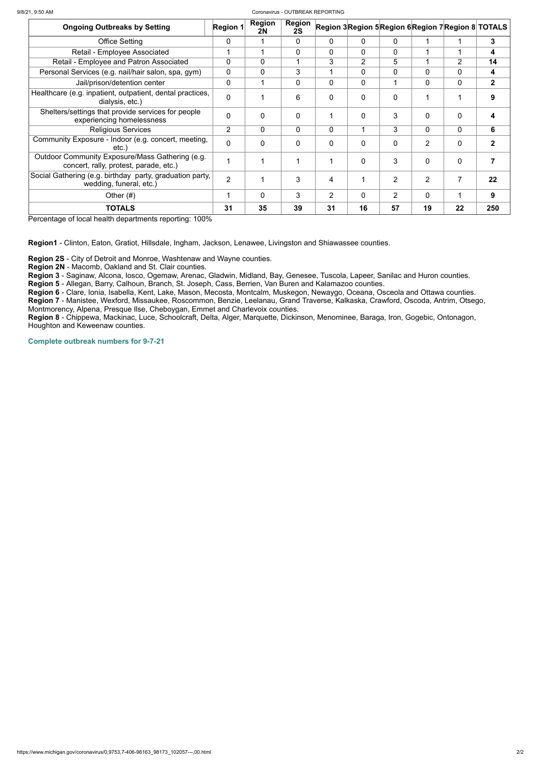| Ongoing Outbreaks by Setting | Region 1 | Region 2N | Region 2S | Region 3 | Region 5 | Region 6 | Region 7 | Region 8 | TOTALS |
|---|---|---|---|---|---|---|---|---|---|
| Office Setting | 0 | 1 | 0 | 0 | 0 | 0 | 1 | 1 | **3** |
| Retail - Employee Associated | 1 | 1 | 0 | 0 | 0 | 0 | 1 | 1 | **4** |
| Retail - Employee and Patron Associated | 0 | 0 | 1 | 3 | 2 | 5 | 1 | 2 | **14** |
| Personal Services (e.g. nail/hair salon, spa, gym) | 0 | 0 | 3 | 1 | 0 | 0 | 0 | 0 | **4** |
| Jail/prison/detention center | 0 | 1 | 0 | 0 | 0 | 1 | 0 | 0 | **2** |
| Healthcare (e.g. inpatient, outpatient, dental practices, dialysis, etc.) | 0 | 1 | 6 | 0 | 0 | 0 | 1 | 1 | **9** |
| Shelters/settings that provide services for people experiencing homelessness | 0 | 0 | 0 | 1 | 0 | 3 | 0 | 0 | **4** |
| Religious Services | 2 | 0 | 0 | 0 | 1 | 3 | 0 | 0 | **6** |
| Community Exposure - Indoor (e.g. concert, meeting, etc.) | 0 | 0 | 0 | 0 | 0 | 0 | 2 | 0 | **2** |
| Outdoor Community Exposure/Mass Gathering (e.g. concert, rally, protest, parade, etc.) | 1 | 1 | 1 | 1 | 0 | 3 | 0 | 0 | **7** |
| Social Gathering (e.g. birthday party, graduation party, wedding, funeral, etc.) | 2 | 1 | 3 | 4 | 1 | 2 | 2 | 7 | **22** |
| Other (#) | 1 | 0 | 3 | 2 | 0 | 2 | 0 | 1 | **9** |
| **TOTALS** | **31** | **35** | **39** | **31** | **16** | **57** | **19** | **22** | **250** |

Percentage of local health departments reporting: 100%

**Region1** - Clinton, Eaton, Gratiot, Hillsdale, Ingham, Jackson, Lenawee, Livingston and Shiawassee counties.

**Region 2S** - City of Detroit and Monroe, Washtenaw and Wayne counties.
**Region 2N** - Macomb, Oakland and St. Clair counties.
**Region 3** - Saginaw, Alcona, Iosco, Ogemaw, Arenac, Gladwin, Midland, Bay, Genesee, Tuscola, Lapeer, Sanilac and Huron counties.
**Region 5** - Allegan, Barry, Calhoun, Branch, St. Joseph, Cass, Berrien, Van Buren and Kalamazoo counties.
**Region 6** - Clare, Ionia, Isabella, Kent, Lake, Mason, Mecosta, Montcalm, Muskegon, Newaygo, Oceana, Osceola and Ottawa counties.
**Region 7** - Manistee, Wexford, Missaukee, Roscommon, Benzie, Leelanau, Grand Traverse, Kalkaska, Crawford, Oscoda, Antrim, Otsego, Montmorency, Alpena, Presque Ilse, Cheboygan, Emmet and Charlevoix counties.
**Region 8** - Chippewa, Mackinac, Luce, Schoolcraft, Delta, Alger, Marquette, Dickinson, Menominee, Baraga, Iron, Gogebic, Ontonagon, Houghton and Keweenaw counties.

**Complete outbreak numbers for 9-7-21**